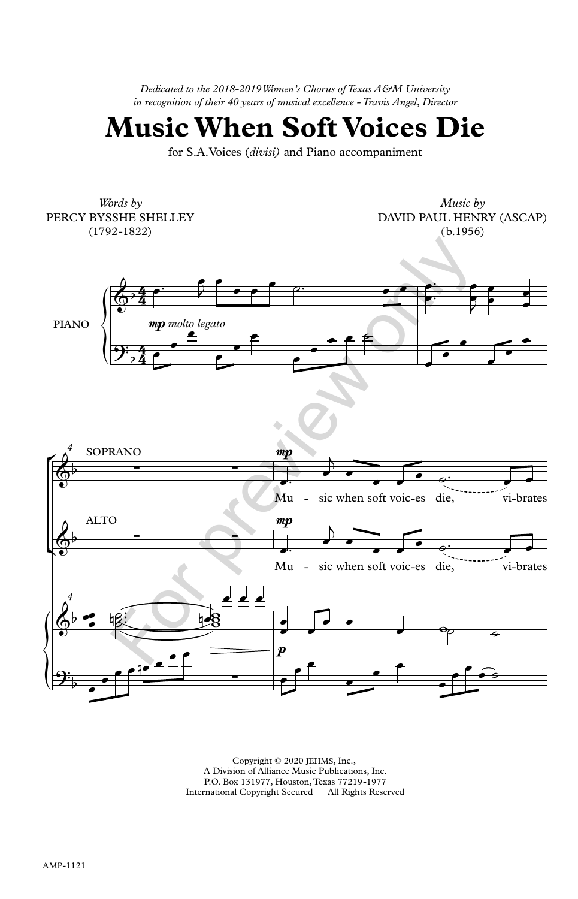*Dedicated to the 2018-2019 Women's Chorus of Texas A&M University in recognition of their 40 years of musical excellence - Travis Angel, Director*

# Music When Soft Voices Die

for S.A. Voices (*divisi*) and Piano accompaniment

*Words by*
PERCY BYSSHE SHELLEY
(1792-1822)

*Music by*
DAVID PAUL HENRY (ASCAP)
(b.1956)

PIANO — **mp** *molto legato*

SOPRANO — **mp** Mu - sic when soft voic-es die, vi-brates

ALTO — **mp** Mu - sic when soft voic-es die, vi-brates

Copyright © 2020 JEHMS, Inc.,
A Division of Alliance Music Publications, Inc.
P.O. Box 131977, Houston, Texas 77219-1977
International Copyright Secured All Rights Reserved

AMP-1121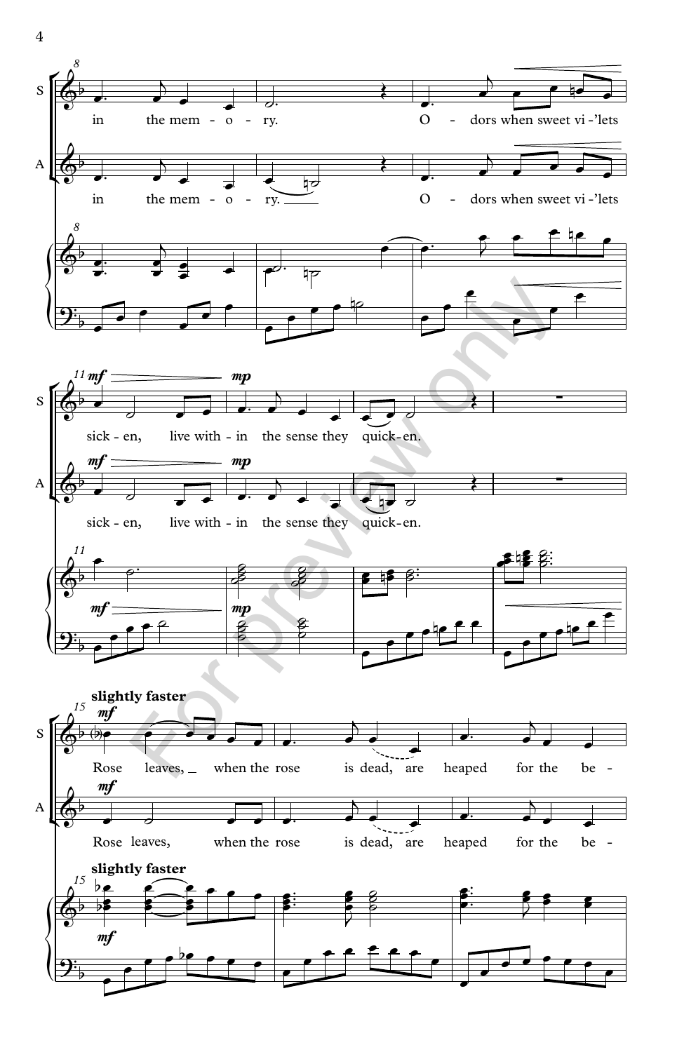S: in the mem - o - ry. O - dors when sweet vi -'lets

A: in the mem - o - ry. O - dors when sweet vi -'lets

S: *mf* sick - en, *mp* live with - in the sense they quick - en.

A: *mf* sick - en, *mp* live with - in the sense they quick - en.

**slightly faster**

S: *mf* Rose leaves, when the rose is dead, are heaped for the be -

A: *mf* Rose leaves, when the rose is dead, are heaped for the be -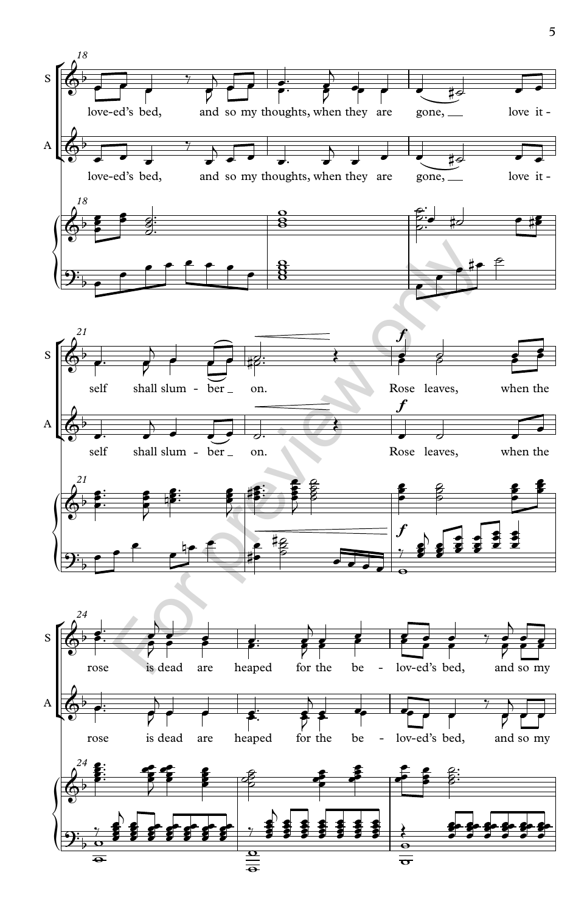love-ed's bed, and so my thoughts, when they are gone, love it-self shall slum - ber on. Rose leaves, when the rose is dead are heaped for the be - lov-ed's bed, and so my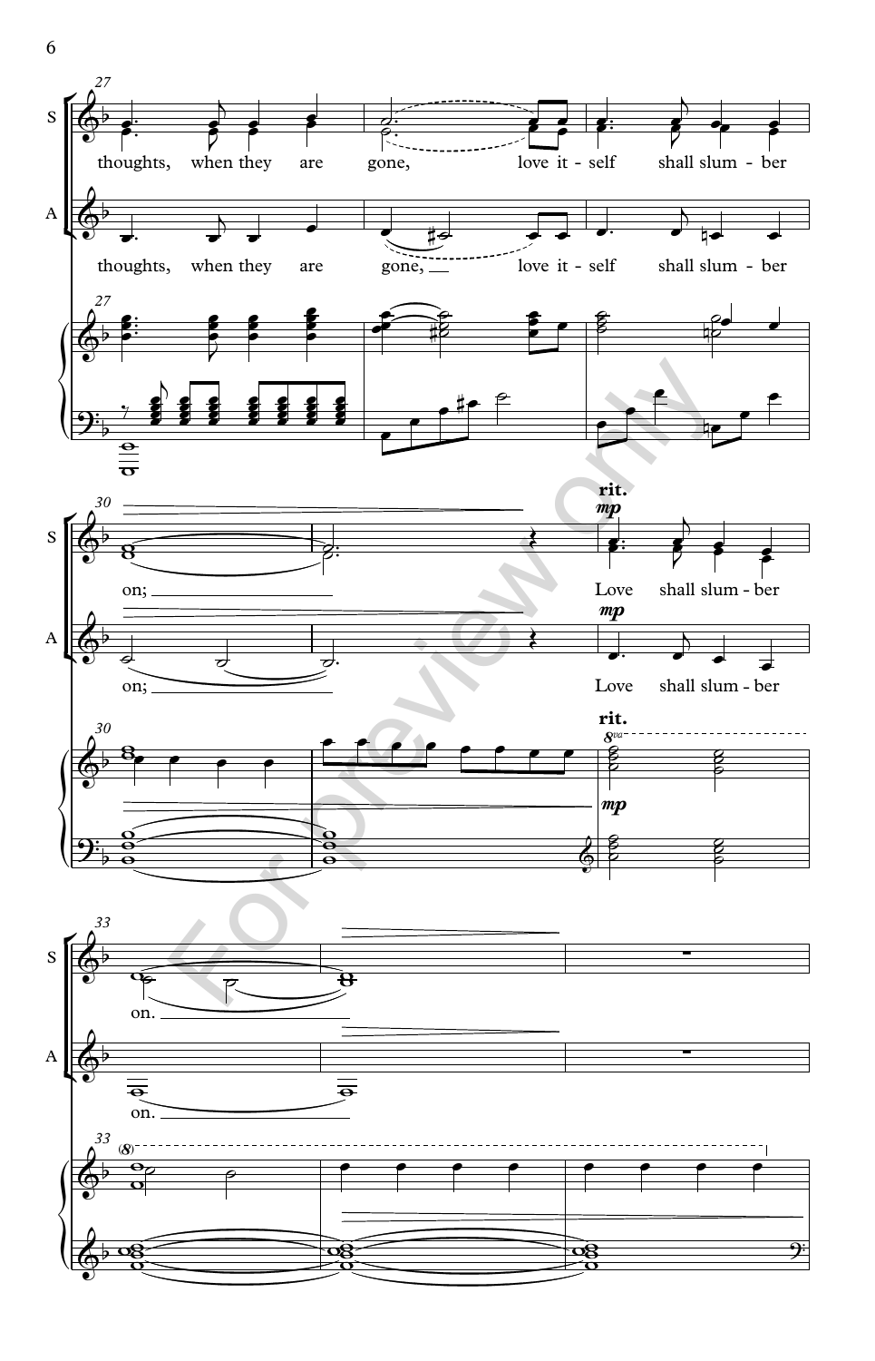27

S: thoughts, when they are gone, love it - self shall slum - ber

A: thoughts, when they are gone, love it - self shall slum - ber

30

S: on; Love shall slum - ber

A: on; Love shall slum - ber

rit. *mp*

33

S: on.

A: on.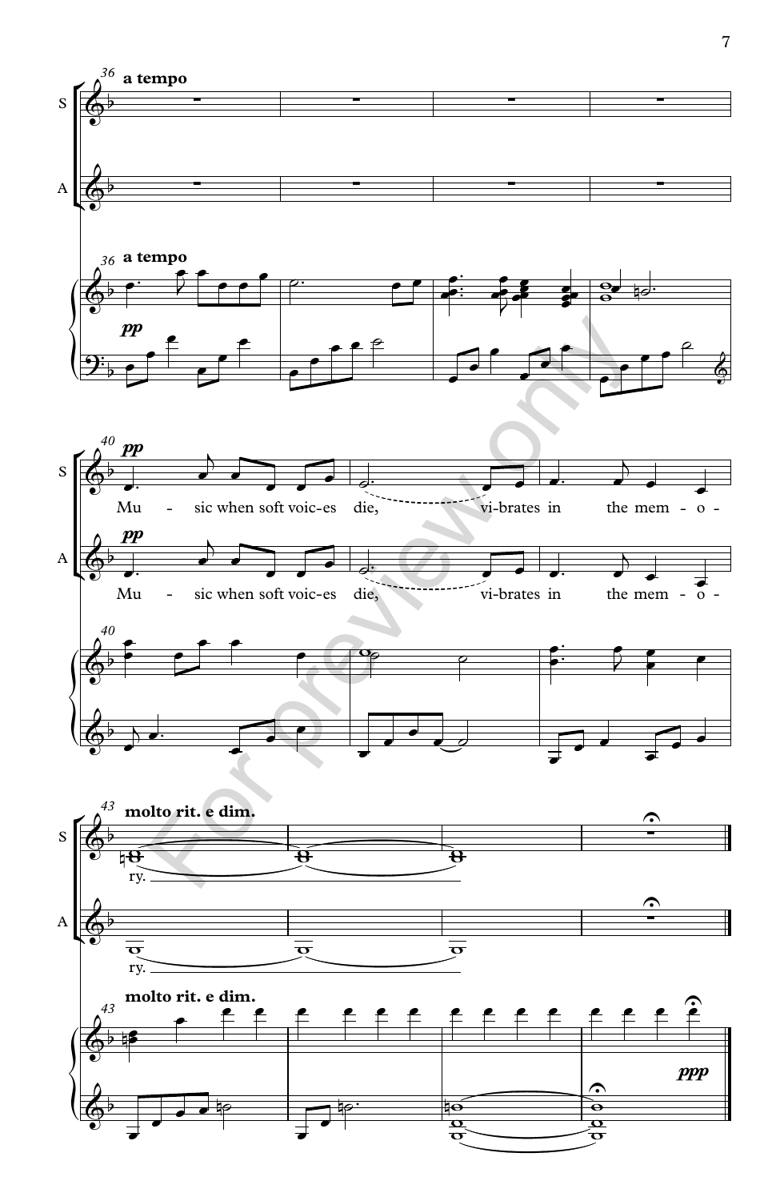**a tempo**

S

A

**a tempo**

*pp*

*pp*

Mu - sic when soft voic-es die, vi-brates in the mem - o -

*pp*

Mu - sic when soft voic-es die, vi-brates in the mem - o -

**molto rit. e dim.**

ry.

ry.

**molto rit. e dim.**

*ppp*